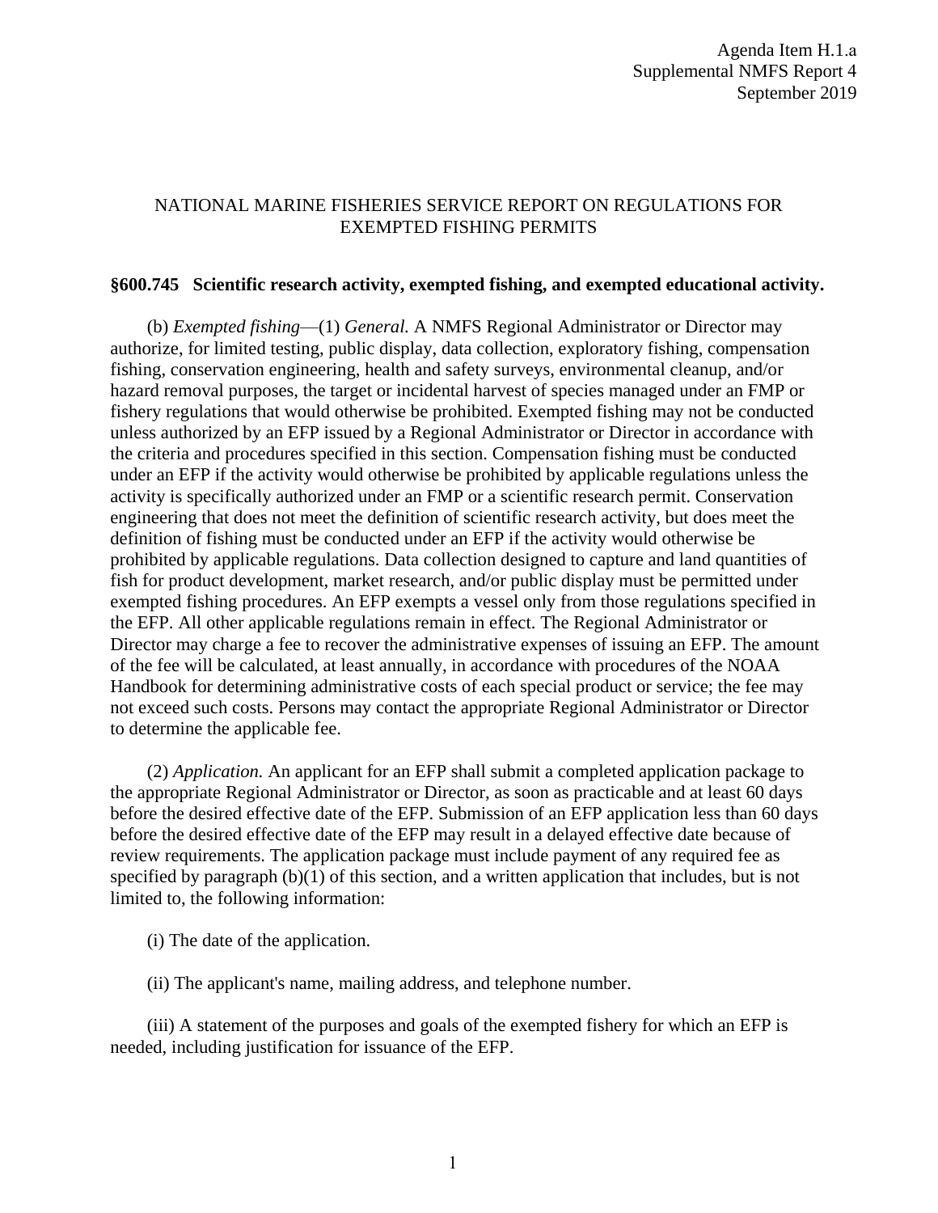Agenda Item H.1.a
Supplemental NMFS Report 4
September 2019

# NATIONAL MARINE FISHERIES SERVICE REPORT ON REGULATIONS FOR EXEMPTED FISHING PERMITS

## §600.745 Scientific research activity, exempted fishing, and exempted educational activity.

(b) *Exempted fishing*—(1) *General.* A NMFS Regional Administrator or Director may authorize, for limited testing, public display, data collection, exploratory fishing, compensation fishing, conservation engineering, health and safety surveys, environmental cleanup, and/or hazard removal purposes, the target or incidental harvest of species managed under an FMP or fishery regulations that would otherwise be prohibited. Exempted fishing may not be conducted unless authorized by an EFP issued by a Regional Administrator or Director in accordance with the criteria and procedures specified in this section. Compensation fishing must be conducted under an EFP if the activity would otherwise be prohibited by applicable regulations unless the activity is specifically authorized under an FMP or a scientific research permit. Conservation engineering that does not meet the definition of scientific research activity, but does meet the definition of fishing must be conducted under an EFP if the activity would otherwise be prohibited by applicable regulations. Data collection designed to capture and land quantities of fish for product development, market research, and/or public display must be permitted under exempted fishing procedures. An EFP exempts a vessel only from those regulations specified in the EFP. All other applicable regulations remain in effect. The Regional Administrator or Director may charge a fee to recover the administrative expenses of issuing an EFP. The amount of the fee will be calculated, at least annually, in accordance with procedures of the NOAA Handbook for determining administrative costs of each special product or service; the fee may not exceed such costs. Persons may contact the appropriate Regional Administrator or Director to determine the applicable fee.

(2) *Application.* An applicant for an EFP shall submit a completed application package to the appropriate Regional Administrator or Director, as soon as practicable and at least 60 days before the desired effective date of the EFP. Submission of an EFP application less than 60 days before the desired effective date of the EFP may result in a delayed effective date because of review requirements. The application package must include payment of any required fee as specified by paragraph (b)(1) of this section, and a written application that includes, but is not limited to, the following information:

(i) The date of the application.

(ii) The applicant's name, mailing address, and telephone number.

(iii) A statement of the purposes and goals of the exempted fishery for which an EFP is needed, including justification for issuance of the EFP.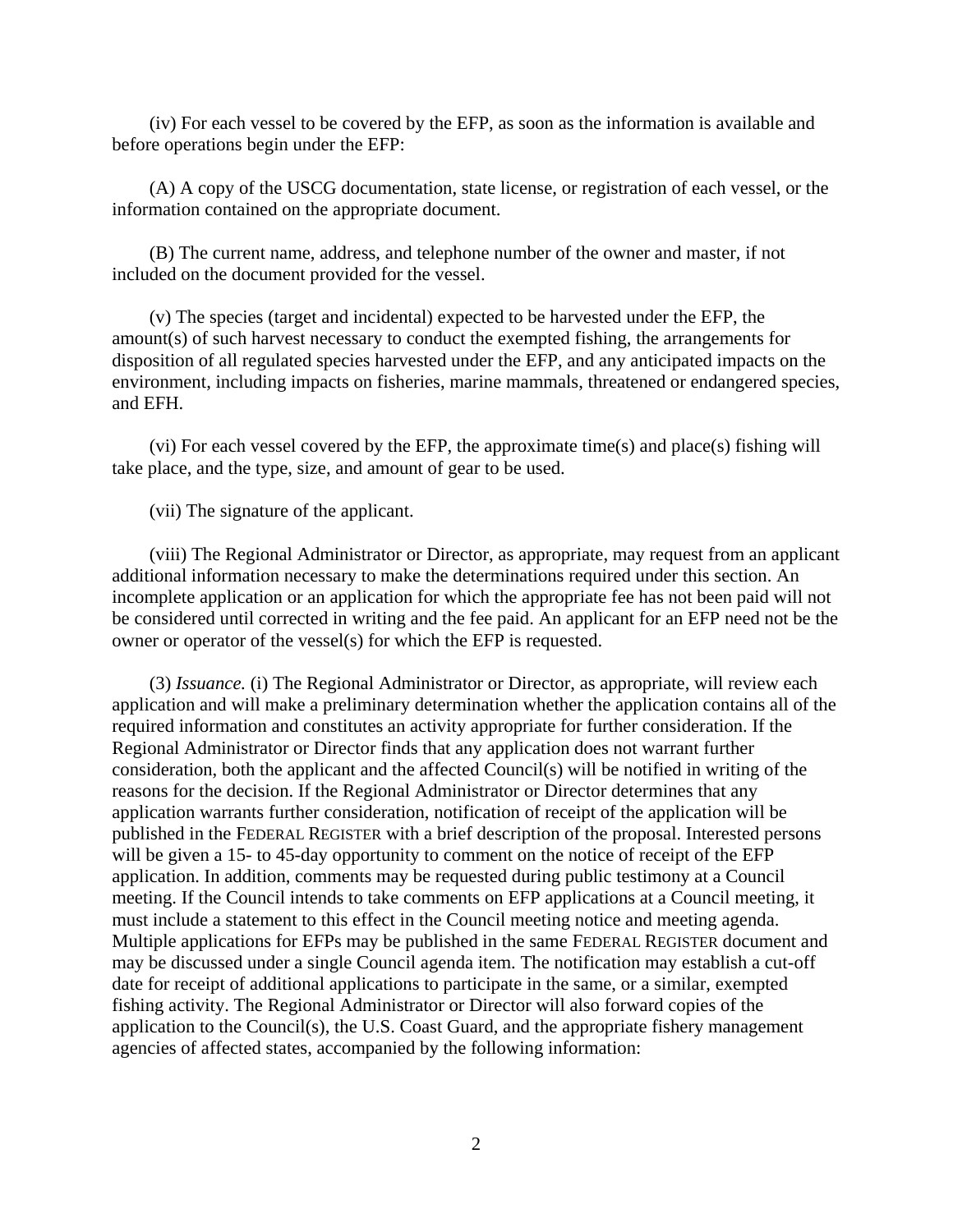(iv) For each vessel to be covered by the EFP, as soon as the information is available and before operations begin under the EFP:

(A) A copy of the USCG documentation, state license, or registration of each vessel, or the information contained on the appropriate document.

(B) The current name, address, and telephone number of the owner and master, if not included on the document provided for the vessel.

(v) The species (target and incidental) expected to be harvested under the EFP, the amount(s) of such harvest necessary to conduct the exempted fishing, the arrangements for disposition of all regulated species harvested under the EFP, and any anticipated impacts on the environment, including impacts on fisheries, marine mammals, threatened or endangered species, and EFH.

(vi) For each vessel covered by the EFP, the approximate time(s) and place(s) fishing will take place, and the type, size, and amount of gear to be used.

(vii) The signature of the applicant.

(viii) The Regional Administrator or Director, as appropriate, may request from an applicant additional information necessary to make the determinations required under this section. An incomplete application or an application for which the appropriate fee has not been paid will not be considered until corrected in writing and the fee paid. An applicant for an EFP need not be the owner or operator of the vessel(s) for which the EFP is requested.

(3) *Issuance.* (i) The Regional Administrator or Director, as appropriate, will review each application and will make a preliminary determination whether the application contains all of the required information and constitutes an activity appropriate for further consideration. If the Regional Administrator or Director finds that any application does not warrant further consideration, both the applicant and the affected Council(s) will be notified in writing of the reasons for the decision. If the Regional Administrator or Director determines that any application warrants further consideration, notification of receipt of the application will be published in the FEDERAL REGISTER with a brief description of the proposal. Interested persons will be given a 15- to 45-day opportunity to comment on the notice of receipt of the EFP application. In addition, comments may be requested during public testimony at a Council meeting. If the Council intends to take comments on EFP applications at a Council meeting, it must include a statement to this effect in the Council meeting notice and meeting agenda. Multiple applications for EFPs may be published in the same FEDERAL REGISTER document and may be discussed under a single Council agenda item. The notification may establish a cut-off date for receipt of additional applications to participate in the same, or a similar, exempted fishing activity. The Regional Administrator or Director will also forward copies of the application to the Council(s), the U.S. Coast Guard, and the appropriate fishery management agencies of affected states, accompanied by the following information: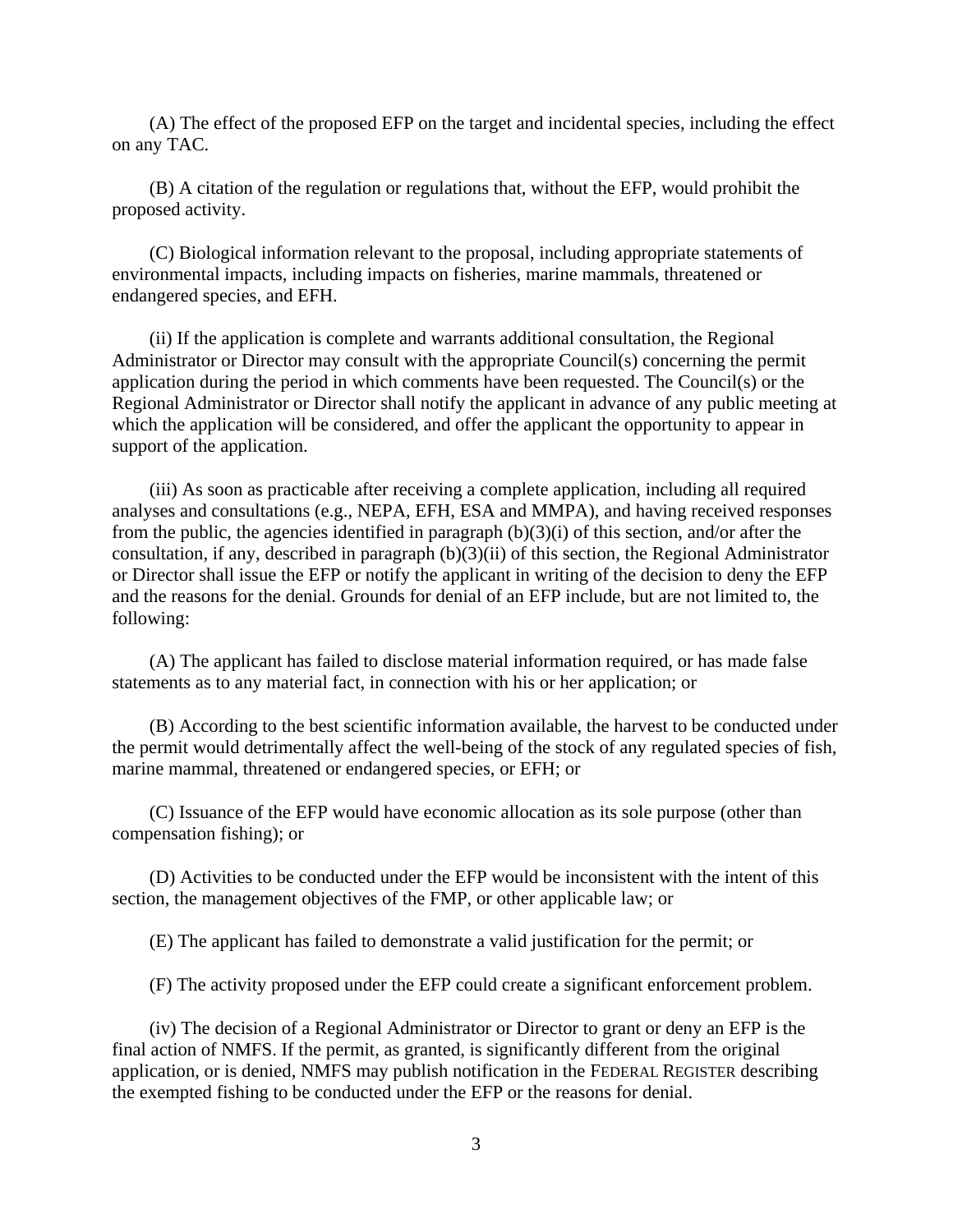(A) The effect of the proposed EFP on the target and incidental species, including the effect on any TAC.

(B) A citation of the regulation or regulations that, without the EFP, would prohibit the proposed activity.

(C) Biological information relevant to the proposal, including appropriate statements of environmental impacts, including impacts on fisheries, marine mammals, threatened or endangered species, and EFH.

(ii) If the application is complete and warrants additional consultation, the Regional Administrator or Director may consult with the appropriate Council(s) concerning the permit application during the period in which comments have been requested. The Council(s) or the Regional Administrator or Director shall notify the applicant in advance of any public meeting at which the application will be considered, and offer the applicant the opportunity to appear in support of the application.

(iii) As soon as practicable after receiving a complete application, including all required analyses and consultations (e.g., NEPA, EFH, ESA and MMPA), and having received responses from the public, the agencies identified in paragraph (b)(3)(i) of this section, and/or after the consultation, if any, described in paragraph (b)(3)(ii) of this section, the Regional Administrator or Director shall issue the EFP or notify the applicant in writing of the decision to deny the EFP and the reasons for the denial. Grounds for denial of an EFP include, but are not limited to, the following:

(A) The applicant has failed to disclose material information required, or has made false statements as to any material fact, in connection with his or her application; or

(B) According to the best scientific information available, the harvest to be conducted under the permit would detrimentally affect the well-being of the stock of any regulated species of fish, marine mammal, threatened or endangered species, or EFH; or

(C) Issuance of the EFP would have economic allocation as its sole purpose (other than compensation fishing); or

(D) Activities to be conducted under the EFP would be inconsistent with the intent of this section, the management objectives of the FMP, or other applicable law; or

(E) The applicant has failed to demonstrate a valid justification for the permit; or

(F) The activity proposed under the EFP could create a significant enforcement problem.

(iv) The decision of a Regional Administrator or Director to grant or deny an EFP is the final action of NMFS. If the permit, as granted, is significantly different from the original application, or is denied, NMFS may publish notification in the FEDERAL REGISTER describing the exempted fishing to be conducted under the EFP or the reasons for denial.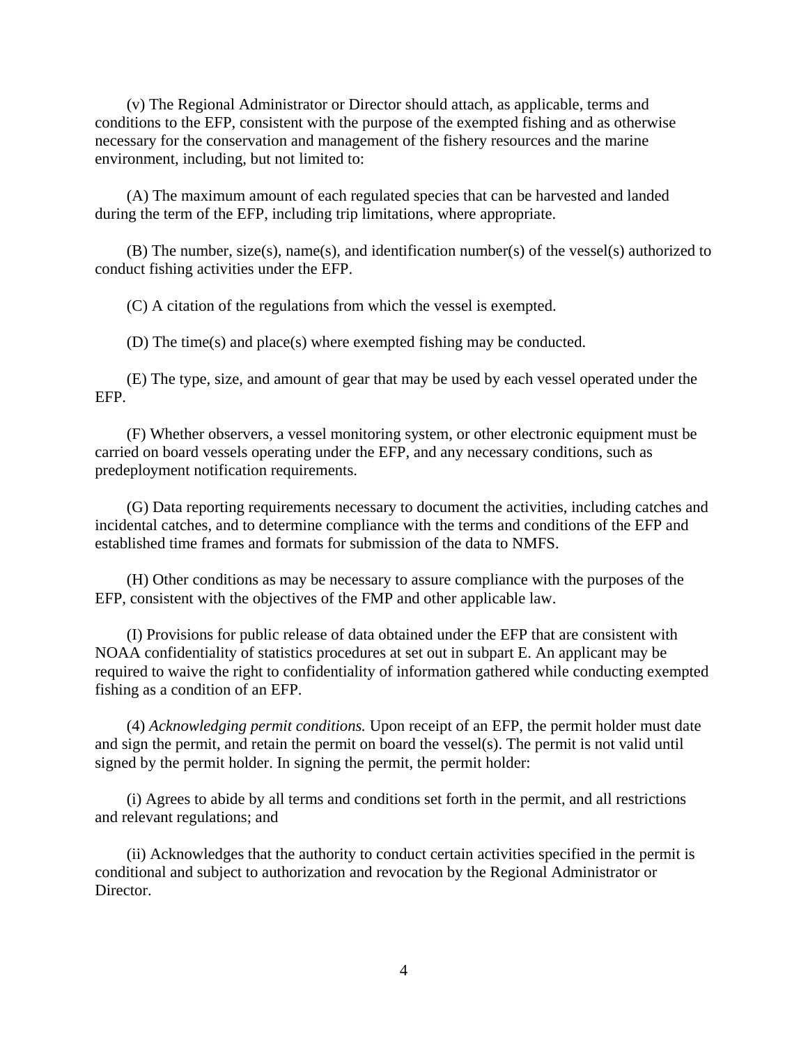(v) The Regional Administrator or Director should attach, as applicable, terms and conditions to the EFP, consistent with the purpose of the exempted fishing and as otherwise necessary for the conservation and management of the fishery resources and the marine environment, including, but not limited to:

(A) The maximum amount of each regulated species that can be harvested and landed during the term of the EFP, including trip limitations, where appropriate.

(B) The number, size(s), name(s), and identification number(s) of the vessel(s) authorized to conduct fishing activities under the EFP.

(C) A citation of the regulations from which the vessel is exempted.

(D) The time(s) and place(s) where exempted fishing may be conducted.

(E) The type, size, and amount of gear that may be used by each vessel operated under the EFP.

(F) Whether observers, a vessel monitoring system, or other electronic equipment must be carried on board vessels operating under the EFP, and any necessary conditions, such as predeployment notification requirements.

(G) Data reporting requirements necessary to document the activities, including catches and incidental catches, and to determine compliance with the terms and conditions of the EFP and established time frames and formats for submission of the data to NMFS.

(H) Other conditions as may be necessary to assure compliance with the purposes of the EFP, consistent with the objectives of the FMP and other applicable law.

(I) Provisions for public release of data obtained under the EFP that are consistent with NOAA confidentiality of statistics procedures at set out in subpart E. An applicant may be required to waive the right to confidentiality of information gathered while conducting exempted fishing as a condition of an EFP.

(4) *Acknowledging permit conditions.* Upon receipt of an EFP, the permit holder must date and sign the permit, and retain the permit on board the vessel(s). The permit is not valid until signed by the permit holder. In signing the permit, the permit holder:

(i) Agrees to abide by all terms and conditions set forth in the permit, and all restrictions and relevant regulations; and

(ii) Acknowledges that the authority to conduct certain activities specified in the permit is conditional and subject to authorization and revocation by the Regional Administrator or Director.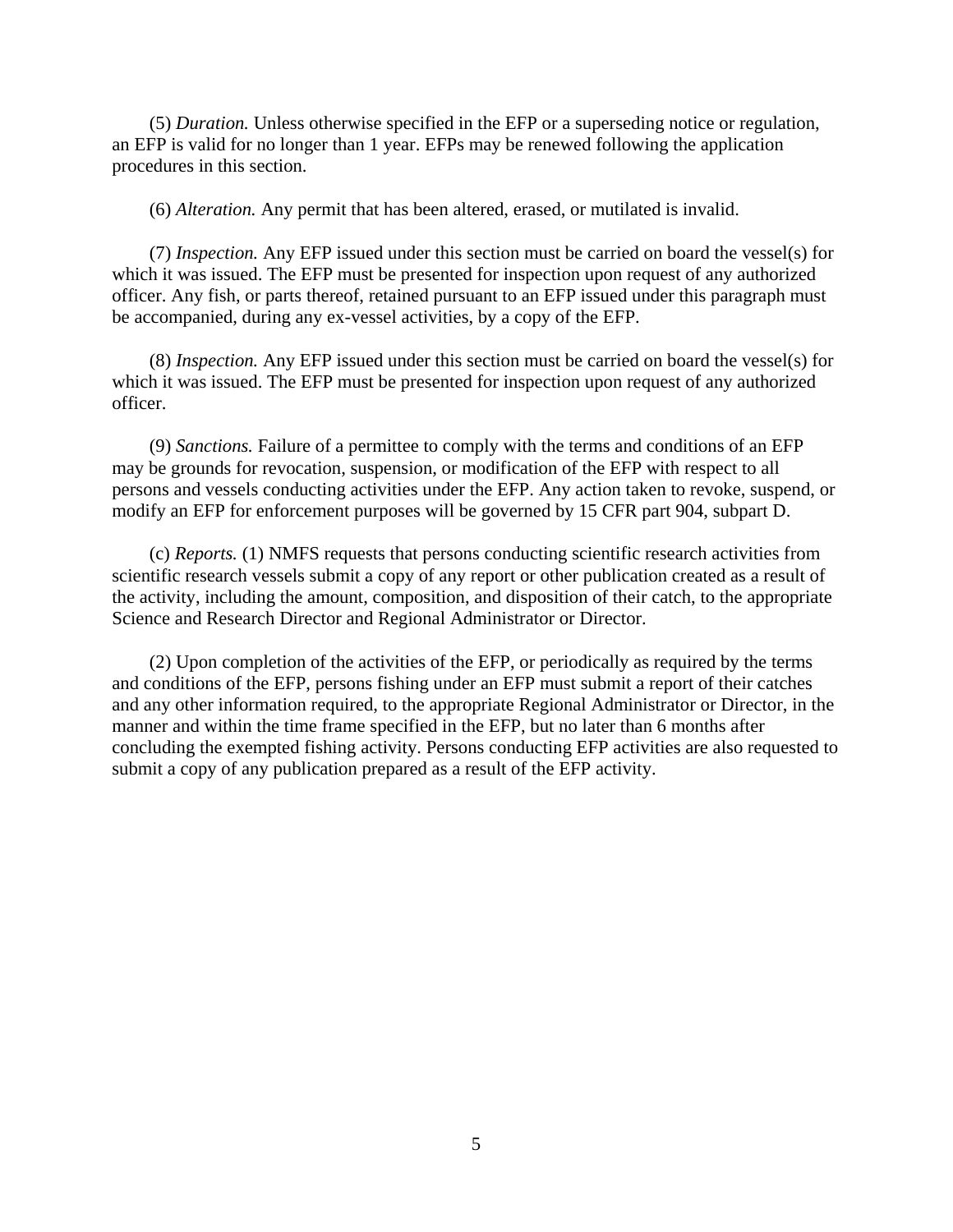(5) *Duration.* Unless otherwise specified in the EFP or a superseding notice or regulation, an EFP is valid for no longer than 1 year. EFPs may be renewed following the application procedures in this section.

(6) *Alteration.* Any permit that has been altered, erased, or mutilated is invalid.

(7) *Inspection.* Any EFP issued under this section must be carried on board the vessel(s) for which it was issued. The EFP must be presented for inspection upon request of any authorized officer. Any fish, or parts thereof, retained pursuant to an EFP issued under this paragraph must be accompanied, during any ex-vessel activities, by a copy of the EFP.

(8) *Inspection.* Any EFP issued under this section must be carried on board the vessel(s) for which it was issued. The EFP must be presented for inspection upon request of any authorized officer.

(9) *Sanctions.* Failure of a permittee to comply with the terms and conditions of an EFP may be grounds for revocation, suspension, or modification of the EFP with respect to all persons and vessels conducting activities under the EFP. Any action taken to revoke, suspend, or modify an EFP for enforcement purposes will be governed by 15 CFR part 904, subpart D.

(c) *Reports.* (1) NMFS requests that persons conducting scientific research activities from scientific research vessels submit a copy of any report or other publication created as a result of the activity, including the amount, composition, and disposition of their catch, to the appropriate Science and Research Director and Regional Administrator or Director.

(2) Upon completion of the activities of the EFP, or periodically as required by the terms and conditions of the EFP, persons fishing under an EFP must submit a report of their catches and any other information required, to the appropriate Regional Administrator or Director, in the manner and within the time frame specified in the EFP, but no later than 6 months after concluding the exempted fishing activity. Persons conducting EFP activities are also requested to submit a copy of any publication prepared as a result of the EFP activity.